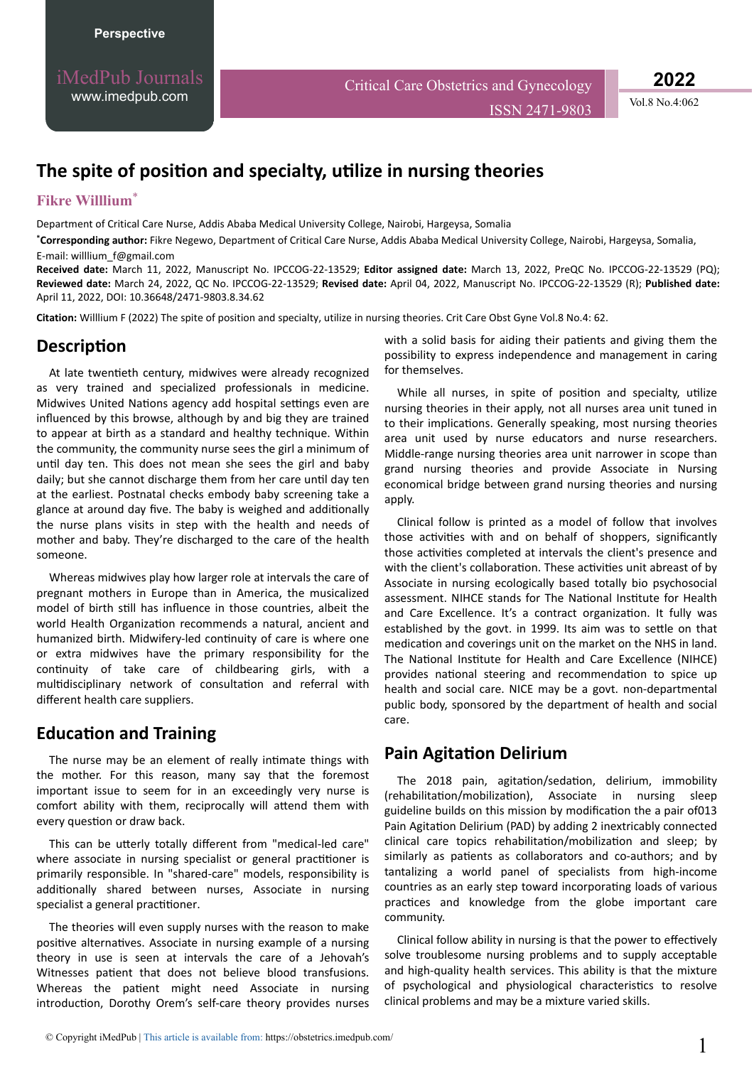Perspective

# The spite of position and specialty, utilize in nursing theories

**Fikre Willlium***

Department of Critical Care Nurse, Addis Ababa Medical University College, Nairobi, Hargeysa, Somalia

***Corresponding author:** Fikre Negewo, Department of Critical Care Nurse, Addis Ababa Medical University College, Nairobi, Hargeysa, Somalia, E-mail: willlium_f@gmail.com

**Received date:** March 11, 2022, Manuscript No. IPCCOG-22-13529; **Editor assigned date:** March 13, 2022, PreQC No. IPCCOG-22-13529 (PQ); **Reviewed date:** March 24, 2022, QC No. IPCCOG-22-13529; **Revised date:** April 04, 2022, Manuscript No. IPCCOG-22-13529 (R); **Published date:** April 11, 2022, DOI: 10.36648/2471-9803.8.34.62

**Citation:** Willlium F (2022) The spite of position and specialty, utilize in nursing theories. Crit Care Obst Gyne Vol.8 No.4: 62.

## Description

At late twentieth century, midwives were already recognized as very trained and specialized professionals in medicine. Midwives United Nations agency add hospital settings even are influenced by this browse, although by and big they are trained to appear at birth as a standard and healthy technique. Within the community, the community nurse sees the girl a minimum of until day ten. This does not mean she sees the girl and baby daily; but she cannot discharge them from her care until day ten at the earliest. Postnatal checks embody baby screening take a glance at around day five. The baby is weighed and additionally the nurse plans visits in step with the health and needs of mother and baby. They're discharged to the care of the health someone.

Whereas midwives play how larger role at intervals the care of pregnant mothers in Europe than in America, the musicalized model of birth still has influence in those countries, albeit the world Health Organization recommends a natural, ancient and humanized birth. Midwifery-led continuity of care is where one or extra midwives have the primary responsibility for the continuity of take care of childbearing girls, with a multidisciplinary network of consultation and referral with different health care suppliers.

## Education and Training

The nurse may be an element of really intimate things with the mother. For this reason, many say that the foremost important issue to seem for in an exceedingly very nurse is comfort ability with them, reciprocally will attend them with every question or draw back.

This can be utterly totally different from "medical-led care" where associate in nursing specialist or general practitioner is primarily responsible. In "shared-care" models, responsibility is additionally shared between nurses, Associate in nursing specialist a general practitioner.

The theories will even supply nurses with the reason to make positive alternatives. Associate in nursing example of a nursing theory in use is seen at intervals the care of a Jehovah's Witnesses patient that does not believe blood transfusions. Whereas the patient might need Associate in nursing introduction, Dorothy Orem's self-care theory provides nurses with a solid basis for aiding their patients and giving them the possibility to express independence and management in caring for themselves.

While all nurses, in spite of position and specialty, utilize nursing theories in their apply, not all nurses area unit tuned in to their implications. Generally speaking, most nursing theories area unit used by nurse educators and nurse researchers. Middle-range nursing theories area unit narrower in scope than grand nursing theories and provide Associate in Nursing economical bridge between grand nursing theories and nursing apply.

Clinical follow is printed as a model of follow that involves those activities with and on behalf of shoppers, significantly those activities completed at intervals the client's presence and with the client's collaboration. These activities unit abreast of by Associate in nursing ecologically based totally bio psychosocial assessment. NIHCE stands for The National Institute for Health and Care Excellence. It's a contract organization. It fully was established by the govt. in 1999. Its aim was to settle on that medication and coverings unit on the market on the NHS in land. The National Institute for Health and Care Excellence (NIHCE) provides national steering and recommendation to spice up health and social care. NICE may be a govt. non-departmental public body, sponsored by the department of health and social care.

## Pain Agitation Delirium

The 2018 pain, agitation/sedation, delirium, immobility (rehabilitation/mobilization), Associate in nursing sleep guideline builds on this mission by modification the a pair of013 Pain Agitation Delirium (PAD) by adding 2 inextricably connected clinical care topics rehabilitation/mobilization and sleep; by similarly as patients as collaborators and co-authors; and by tantalizing a world panel of specialists from high-income countries as an early step toward incorporating loads of various practices and knowledge from the globe important care community.

Clinical follow ability in nursing is that the power to effectively solve troublesome nursing problems and to supply acceptable and high-quality health services. This ability is that the mixture of psychological and physiological characteristics to resolve clinical problems and may be a mixture varied skills.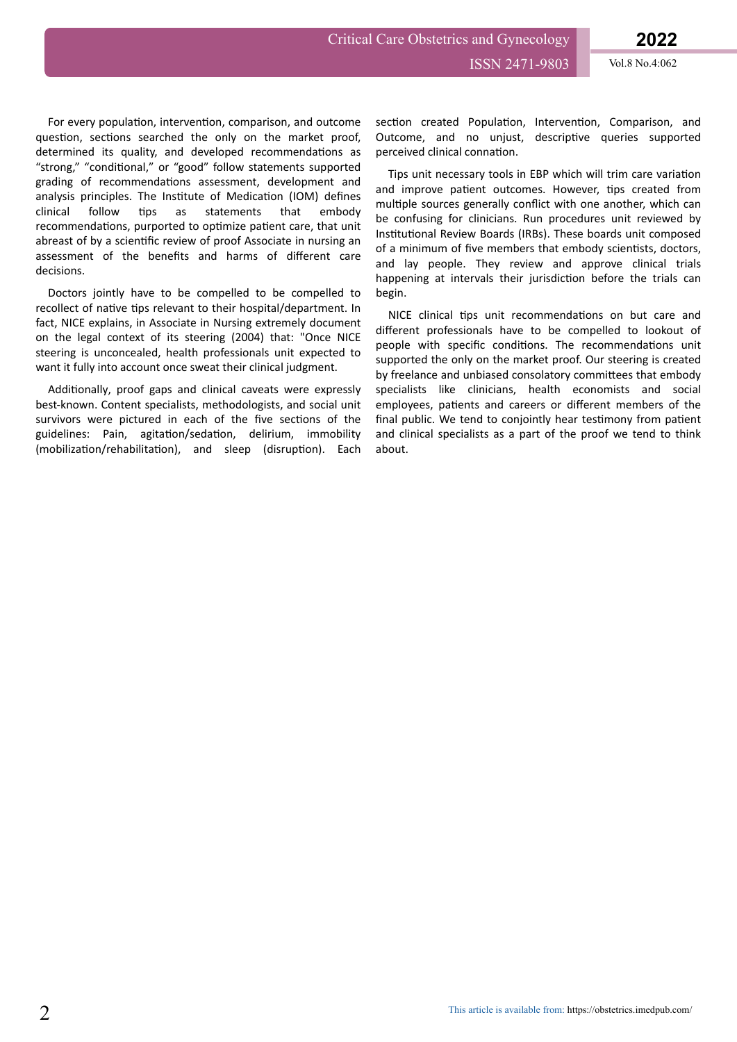For every population, intervention, comparison, and outcome question, sections searched the only on the market proof, determined its quality, and developed recommendations as “strong,” “conditional,” or “good” follow statements supported grading of recommendations assessment, development and analysis principles. The Institute of Medication (IOM) defines clinical follow tips as statements that embody recommendations, purported to optimize patient care, that unit abreast of by a scientific review of proof Associate in nursing an assessment of the benefits and harms of different care decisions.

Doctors jointly have to be compelled to be compelled to recollect of native tips relevant to their hospital/department. In fact, NICE explains, in Associate in Nursing extremely document on the legal context of its steering (2004) that: "Once NICE steering is unconcealed, health professionals unit expected to want it fully into account once sweat their clinical judgment.

Additionally, proof gaps and clinical caveats were expressly best-known. Content specialists, methodologists, and social unit survivors were pictured in each of the five sections of the guidelines: Pain, agitation/sedation, delirium, immobility (mobilization/rehabilitation), and sleep (disruption). Each section created Population, Intervention, Comparison, and Outcome, and no unjust, descriptive queries supported perceived clinical connation.

Tips unit necessary tools in EBP which will trim care variation and improve patient outcomes. However, tips created from multiple sources generally conflict with one another, which can be confusing for clinicians. Run procedures unit reviewed by Institutional Review Boards (IRBs). These boards unit composed of a minimum of five members that embody scientists, doctors, and lay people. They review and approve clinical trials happening at intervals their jurisdiction before the trials can begin.

NICE clinical tips unit recommendations on but care and different professionals have to be compelled to lookout of people with specific conditions. The recommendations unit supported the only on the market proof. Our steering is created by freelance and unbiased consolatory committees that embody specialists like clinicians, health economists and social employees, patients and careers or different members of the final public. We tend to conjointly hear testimony from patient and clinical specialists as a part of the proof we tend to think about.